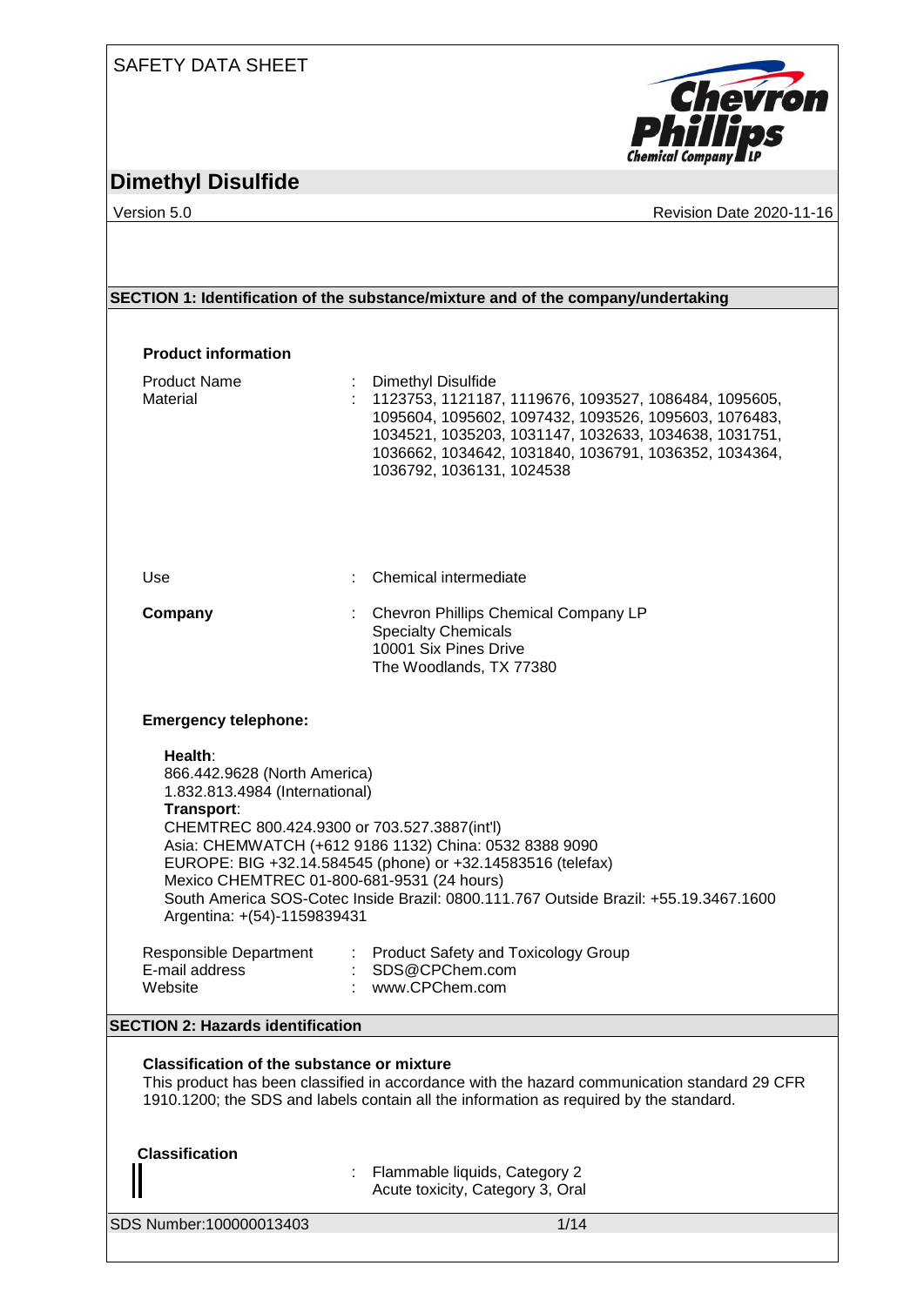SAFETY DATA SHEET

# Dimethyl Disulfide

Version 5.0 | Revision Date 2020-11-16

## SECTION 1: Identification of the substance/mixture and of the company/undertaking

### Product information

Product Name : Dimethyl Disulfide

Material : 1123753, 1121187, 1119676, 1093527, 1086484, 1095605, 1095604, 1095602, 1097432, 1093526, 1095603, 1076483, 1034521, 1035203, 1031147, 1032633, 1034638, 1031751, 1036662, 1034642, 1031840, 1036791, 1036352, 1034364, 1036792, 1036131, 1024538

Use : Chemical intermediate

**Company** : Chevron Phillips Chemical Company LP
Specialty Chemicals
10001 Six Pines Drive
The Woodlands, TX 77380

**Emergency telephone:**

**Health**:
866.442.9628 (North America)
1.832.813.4984 (International)
**Transport**:
CHEMTREC 800.424.9300 or 703.527.3887(int'l)
Asia: CHEMWATCH (+612 9186 1132) China: 0532 8388 9090
EUROPE: BIG +32.14.584545 (phone) or +32.14583516 (telefax)
Mexico CHEMTREC 01-800-681-9531 (24 hours)
South America SOS-Cotec Inside Brazil: 0800.111.767 Outside Brazil: +55.19.3467.1600
Argentina: +(54)-1159839431

Responsible Department : Product Safety and Toxicology Group
E-mail address : SDS@CPChem.com
Website : www.CPChem.com

## SECTION 2: Hazards identification

**Classification of the substance or mixture**
This product has been classified in accordance with the hazard communication standard 29 CFR 1910.1200; the SDS and labels contain all the information as required by the standard.

**Classification** : Flammable liquids, Category 2
Acute toxicity, Category 3, Oral

SDS Number:100000013403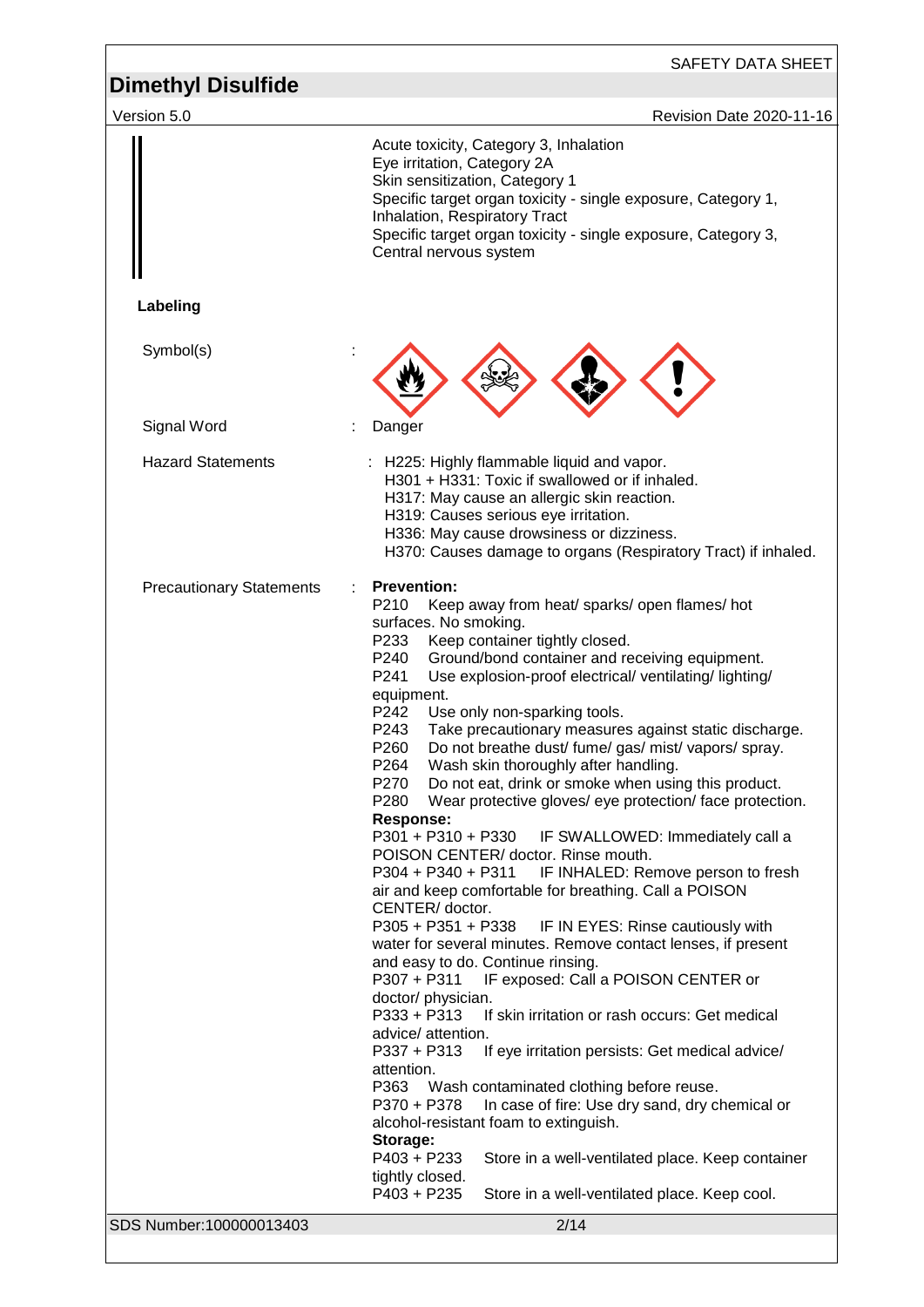Acute toxicity, Category 3, Inhalation
Eye irritation, Category 2A
Skin sensitization, Category 1
Specific target organ toxicity - single exposure, Category 1, Inhalation, Respiratory Tract
Specific target organ toxicity - single exposure, Category 3, Central nervous system

**Labeling**

Symbol(s) :

Signal Word : Danger

Hazard Statements :
H225: Highly flammable liquid and vapor.
H301 + H331: Toxic if swallowed or if inhaled.
H317: May cause an allergic skin reaction.
H319: Causes serious eye irritation.
H336: May cause drowsiness or dizziness.
H370: Causes damage to organs (Respiratory Tract) if inhaled.

Precautionary Statements :

**Prevention:**

P210 Keep away from heat/ sparks/ open flames/ hot surfaces. No smoking.
P233 Keep container tightly closed.
P240 Ground/bond container and receiving equipment.
P241 Use explosion-proof electrical/ ventilating/ lighting/ equipment.
P242 Use only non-sparking tools.
P243 Take precautionary measures against static discharge.
P260 Do not breathe dust/ fume/ gas/ mist/ vapors/ spray.
P264 Wash skin thoroughly after handling.
P270 Do not eat, drink or smoke when using this product.
P280 Wear protective gloves/ eye protection/ face protection.

**Response:**

P301 + P310 + P330 IF SWALLOWED: Immediately call a POISON CENTER/ doctor. Rinse mouth.
P304 + P340 + P311 IF INHALED: Remove person to fresh air and keep comfortable for breathing. Call a POISON CENTER/ doctor.
P305 + P351 + P338 IF IN EYES: Rinse cautiously with water for several minutes. Remove contact lenses, if present and easy to do. Continue rinsing.
P307 + P311 IF exposed: Call a POISON CENTER or doctor/ physician.
P333 + P313 If skin irritation or rash occurs: Get medical advice/ attention.
P337 + P313 If eye irritation persists: Get medical advice/ attention.
P363 Wash contaminated clothing before reuse.
P370 + P378 In case of fire: Use dry sand, dry chemical or alcohol-resistant foam to extinguish.

**Storage:**

P403 + P233 Store in a well-ventilated place. Keep container tightly closed.
P403 + P235 Store in a well-ventilated place. Keep cool.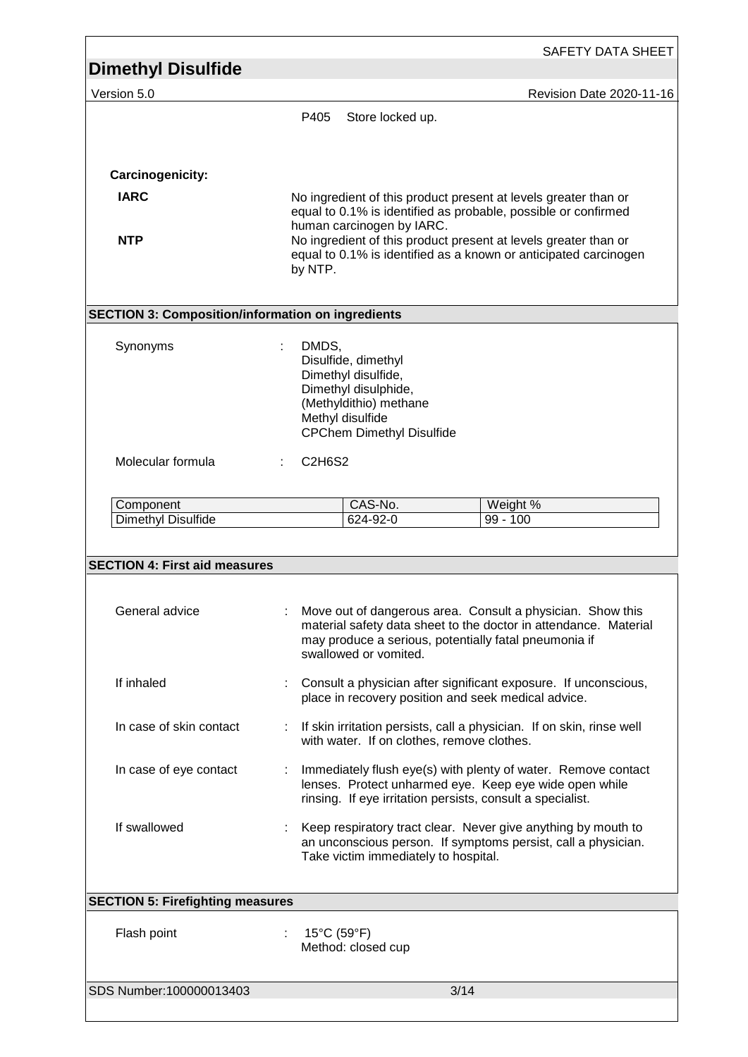P405 Store locked up.

**Carcinogenicity:**

| | |
|---|---|
| **IARC** | No ingredient of this product present at levels greater than or equal to 0.1% is identified as probable, possible or confirmed human carcinogen by IARC. |
| **NTP** | No ingredient of this product present at levels greater than or equal to 0.1% is identified as a known or anticipated carcinogen by NTP. |

## SECTION 3: Composition/information on ingredients

Synonyms : DMDS,
Disulfide, dimethyl
Dimethyl disulfide,
Dimethyl disulphide,
(Methyldithio) methane
Methyl disulfide
CPChem Dimethyl Disulfide

Molecular formula : $C_2H_6S_2$

| Component | CAS-No. | Weight % |
|---|---|---|
| Dimethyl Disulfide | 624-92-0 | 99 - 100 |

## SECTION 4: First aid measures

General advice : Move out of dangerous area. Consult a physician. Show this material safety data sheet to the doctor in attendance. Material may produce a serious, potentially fatal pneumonia if swallowed or vomited.

If inhaled : Consult a physician after significant exposure. If unconscious, place in recovery position and seek medical advice.

In case of skin contact : If skin irritation persists, call a physician. If on skin, rinse well with water. If on clothes, remove clothes.

In case of eye contact : Immediately flush eye(s) with plenty of water. Remove contact lenses. Protect unharmed eye. Keep eye wide open while rinsing. If eye irritation persists, consult a specialist.

If swallowed : Keep respiratory tract clear. Never give anything by mouth to an unconscious person. If symptoms persist, call a physician. Take victim immediately to hospital.

## SECTION 5: Firefighting measures

Flash point : 15°C (59°F)
Method: closed cup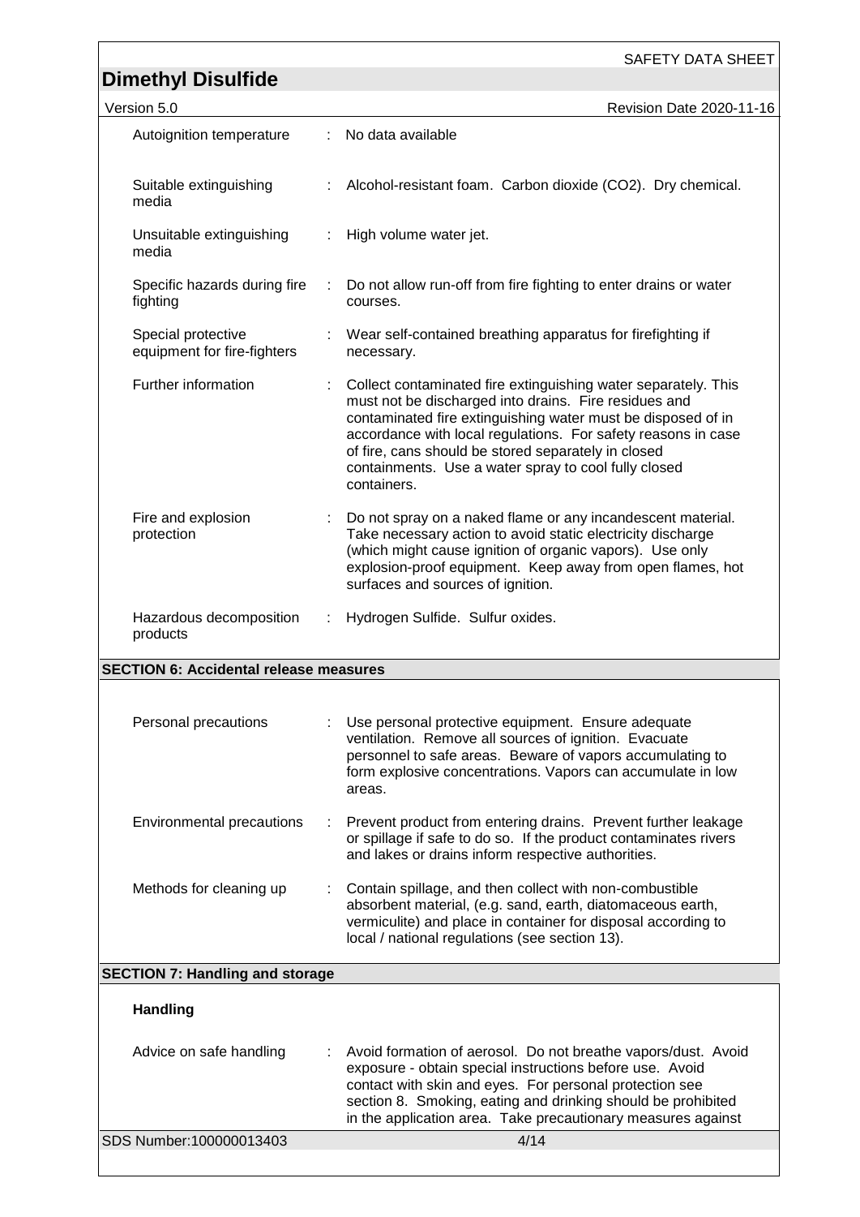| | |
|---|---|
| Autoignition temperature | No data available |
| Suitable extinguishing media | Alcohol-resistant foam. Carbon dioxide ($CO_2$). Dry chemical. |
| Unsuitable extinguishing media | High volume water jet. |
| Specific hazards during fire fighting | Do not allow run-off from fire fighting to enter drains or water courses. |
| Special protective equipment for fire-fighters | Wear self-contained breathing apparatus for firefighting if necessary. |
| Further information | Collect contaminated fire extinguishing water separately. This must not be discharged into drains. Fire residues and contaminated fire extinguishing water must be disposed of in accordance with local regulations. For safety reasons in case of fire, cans should be stored separately in closed containments. Use a water spray to cool fully closed containers. |
| Fire and explosion protection | Do not spray on a naked flame or any incandescent material. Take necessary action to avoid static electricity discharge (which might cause ignition of organic vapors). Use only explosion-proof equipment. Keep away from open flames, hot surfaces and sources of ignition. |
| Hazardous decomposition products | Hydrogen Sulfide. Sulfur oxides. |

## SECTION 6: Accidental release measures

| | |
|---|---|
| Personal precautions | Use personal protective equipment. Ensure adequate ventilation. Remove all sources of ignition. Evacuate personnel to safe areas. Beware of vapors accumulating to form explosive concentrations. Vapors can accumulate in low areas. |
| Environmental precautions | Prevent product from entering drains. Prevent further leakage or spillage if safe to do so. If the product contaminates rivers and lakes or drains inform respective authorities. |
| Methods for cleaning up | Contain spillage, and then collect with non-combustible absorbent material, (e.g. sand, earth, diatomaceous earth, vermiculite) and place in container for disposal according to local / national regulations (see section 13). |

## SECTION 7: Handling and storage

**Handling**

| | |
|---|---|
| Advice on safe handling | Avoid formation of aerosol. Do not breathe vapors/dust. Avoid exposure - obtain special instructions before use. Avoid contact with skin and eyes. For personal protection see section 8. Smoking, eating and drinking should be prohibited in the application area. Take precautionary measures against |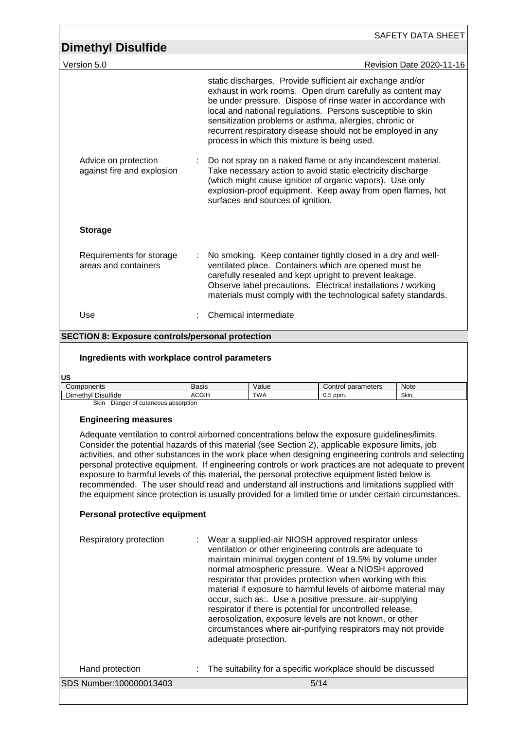static discharges. Provide sufficient air exchange and/or exhaust in work rooms. Open drum carefully as content may be under pressure. Dispose of rinse water in accordance with local and national regulations. Persons susceptible to skin sensitization problems or asthma, allergies, chronic or recurrent respiratory disease should not be employed in any process in which this mixture is being used.

Advice on protection against fire and explosion : Do not spray on a naked flame or any incandescent material. Take necessary action to avoid static electricity discharge (which might cause ignition of organic vapors). Use only explosion-proof equipment. Keep away from open flames, hot surfaces and sources of ignition.

**Storage**

Requirements for storage areas and containers : No smoking. Keep container tightly closed in a dry and well-ventilated place. Containers which are opened must be carefully resealed and kept upright to prevent leakage. Observe label precautions. Electrical installations / working materials must comply with the technological safety standards.

Use : Chemical intermediate

## SECTION 8: Exposure controls/personal protection

**Ingredients with workplace control parameters**

**US**

| Components | Basis | Value | Control parameters | Note |
|---|---|---|---|---|
| Dimethyl Disulfide | ACGIH | TWA | 0.5 ppm, | Skin, |

Skin Danger of cutaneous absorption

**Engineering measures**

Adequate ventilation to control airborned concentrations below the exposure guidelines/limits. Consider the potential hazards of this material (see Section 2), applicable exposure limits, job activities, and other substances in the work place when designing engineering controls and selecting personal protective equipment. If engineering controls or work practices are not adequate to prevent exposure to harmful levels of this material, the personal protective equipment listed below is recommended. The user should read and understand all instructions and limitations supplied with the equipment since protection is usually provided for a limited time or under certain circumstances.

**Personal protective equipment**

Respiratory protection : Wear a supplied-air NIOSH approved respirator unless ventilation or other engineering controls are adequate to maintain minimal oxygen content of 19.5% by volume under normal atmospheric pressure. Wear a NIOSH approved respirator that provides protection when working with this material if exposure to harmful levels of airborne material may occur, such as:. Use a positive pressure, air-supplying respirator if there is potential for uncontrolled release, aerosolization, exposure levels are not known, or other circumstances where air-purifying respirators may not provide adequate protection.

Hand protection : The suitability for a specific workplace should be discussed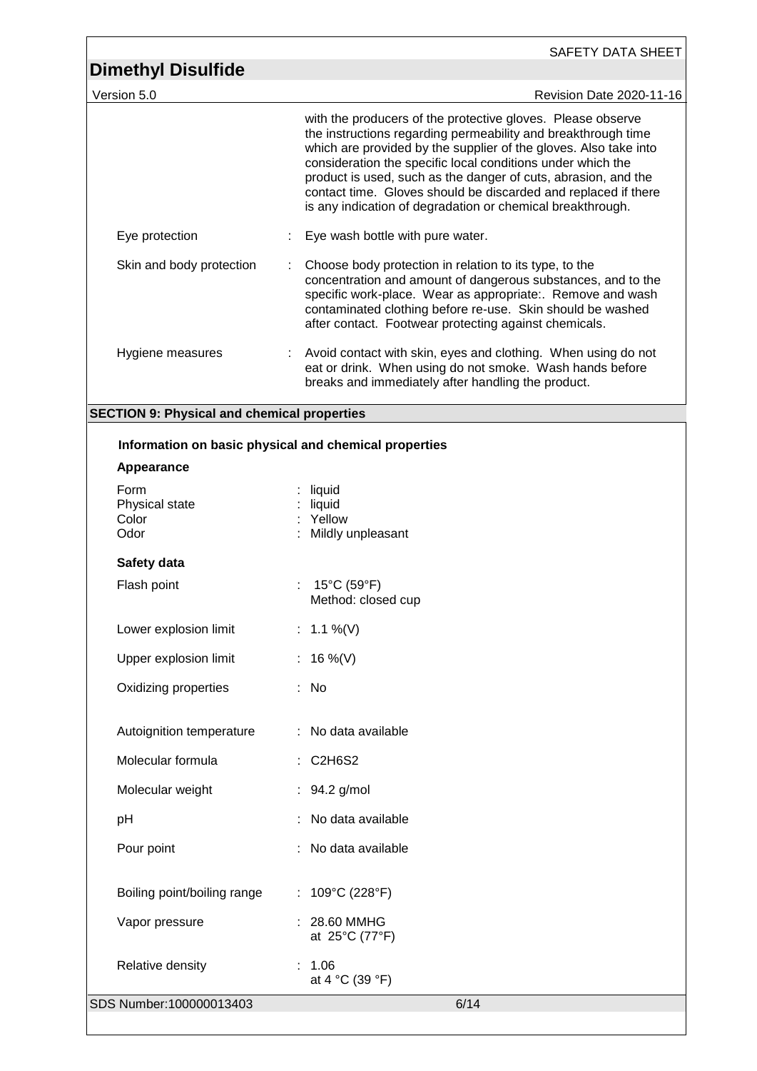with the producers of the protective gloves. Please observe the instructions regarding permeability and breakthrough time which are provided by the supplier of the gloves. Also take into consideration the specific local conditions under which the product is used, such as the danger of cuts, abrasion, and the contact time. Gloves should be discarded and replaced if there is any indication of degradation or chemical breakthrough.

| | |
|---|---|
| Eye protection | : Eye wash bottle with pure water. |
| Skin and body protection | : Choose body protection in relation to its type, to the concentration and amount of dangerous substances, and to the specific work-place. Wear as appropriate:. Remove and wash contaminated clothing before re-use. Skin should be washed after contact. Footwear protecting against chemicals. |
| Hygiene measures | : Avoid contact with skin, eyes and clothing. When using do not eat or drink. When using do not smoke. Wash hands before breaks and immediately after handling the product. |

## SECTION 9: Physical and chemical properties

### Information on basic physical and chemical properties

**Appearance**

| | |
|---|---|
| Form | : liquid |
| Physical state | : liquid |
| Color | : Yellow |
| Odor | : Mildly unpleasant |

**Safety data**

| | |
|---|---|
| Flash point | : 15°C (59°F)<br>Method: closed cup |
| Lower explosion limit | : 1.1 %(V) |
| Upper explosion limit | : 16 %(V) |
| Oxidizing properties | : No |
| Autoignition temperature | : No data available |
| Molecular formula | : $C_2H_6S_2$ |
| Molecular weight | : 94.2 g/mol |
| pH | : No data available |
| Pour point | : No data available |
| Boiling point/boiling range | : 109°C (228°F) |
| Vapor pressure | : 28.60 MMHG<br>at 25°C (77°F) |
| Relative density | : 1.06<br>at 4 °C (39 °F) |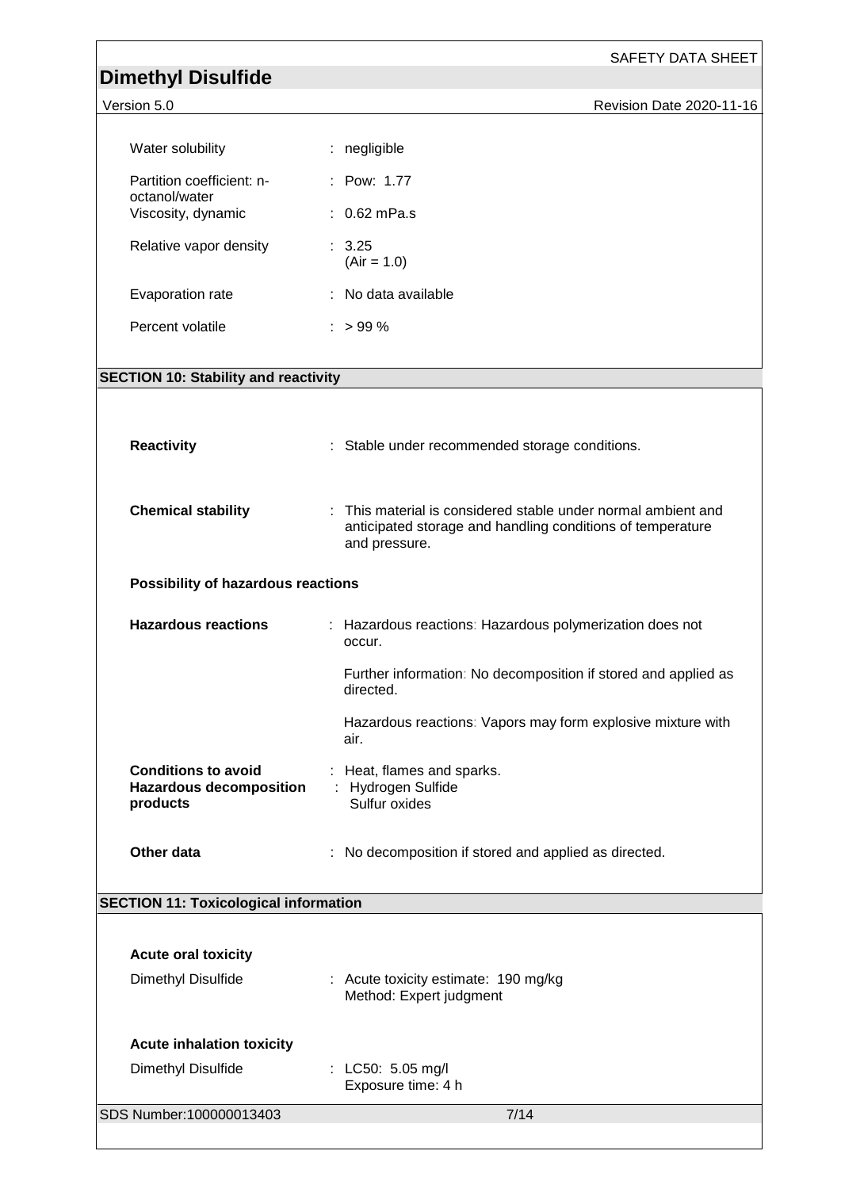| | |
|---|---|
| Water solubility | : negligible |
| Partition coefficient: n-octanol/water | : Pow: 1.77 |
| Viscosity, dynamic | : 0.62 mPa.s |
| Relative vapor density | : 3.25 (Air = 1.0) |
| Evaporation rate | : No data available |
| Percent volatile | : > 99 % |

## SECTION 10: Stability and reactivity

**Reactivity** : Stable under recommended storage conditions.

**Chemical stability** : This material is considered stable under normal ambient and anticipated storage and handling conditions of temperature and pressure.

**Possibility of hazardous reactions**

**Hazardous reactions** : Hazardous reactions: Hazardous polymerization does not occur.

Further information: No decomposition if stored and applied as directed.

Hazardous reactions: Vapors may form explosive mixture with air.

**Conditions to avoid** : Heat, flames and sparks.

**Hazardous decomposition products** : Hydrogen Sulfide
Sulfur oxides

**Other data** : No decomposition if stored and applied as directed.

## SECTION 11: Toxicological information

**Acute oral toxicity**

Dimethyl Disulfide : Acute toxicity estimate: 190 mg/kg
Method: Expert judgment

**Acute inhalation toxicity**

Dimethyl Disulfide : LC50: 5.05 mg/l
Exposure time: 4 h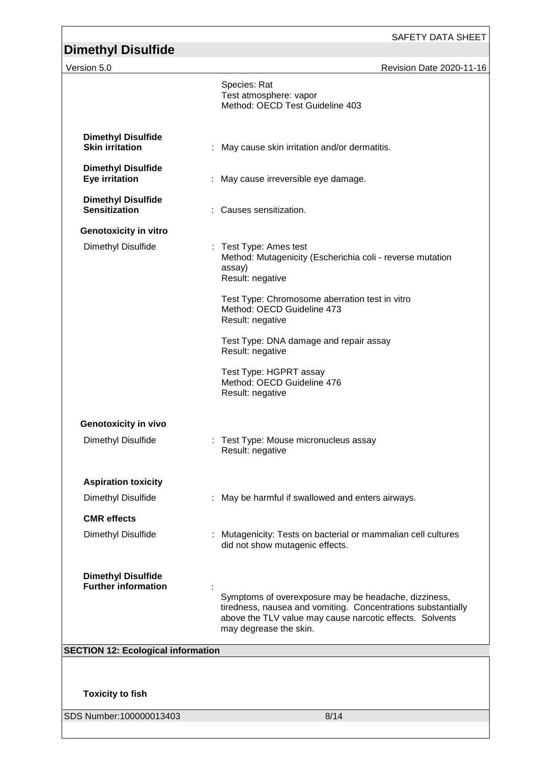Species: Rat
Test atmosphere: vapor
Method: OECD Test Guideline 403

**Dimethyl Disulfide**
**Skin irritation** : May cause skin irritation and/or dermatitis.

**Dimethyl Disulfide**
**Eye irritation** : May cause irreversible eye damage.

**Dimethyl Disulfide**
**Sensitization** : Causes sensitization.

**Genotoxicity in vitro**

Dimethyl Disulfide : Test Type: Ames test
Method: Mutagenicity (Escherichia coli - reverse mutation assay)
Result: negative

Test Type: Chromosome aberration test in vitro
Method: OECD Guideline 473
Result: negative

Test Type: DNA damage and repair assay
Result: negative

Test Type: HGPRT assay
Method: OECD Guideline 476
Result: negative

**Genotoxicity in vivo**

Dimethyl Disulfide : Test Type: Mouse micronucleus assay
Result: negative

**Aspiration toxicity**

Dimethyl Disulfide : May be harmful if swallowed and enters airways.

**CMR effects**

Dimethyl Disulfide : Mutagenicity: Tests on bacterial or mammalian cell cultures did not show mutagenic effects.

**Dimethyl Disulfide**
**Further information** :
Symptoms of overexposure may be headache, dizziness, tiredness, nausea and vomiting. Concentrations substantially above the TLV value may cause narcotic effects. Solvents may degrease the skin.

## SECTION 12: Ecological information

**Toxicity to fish**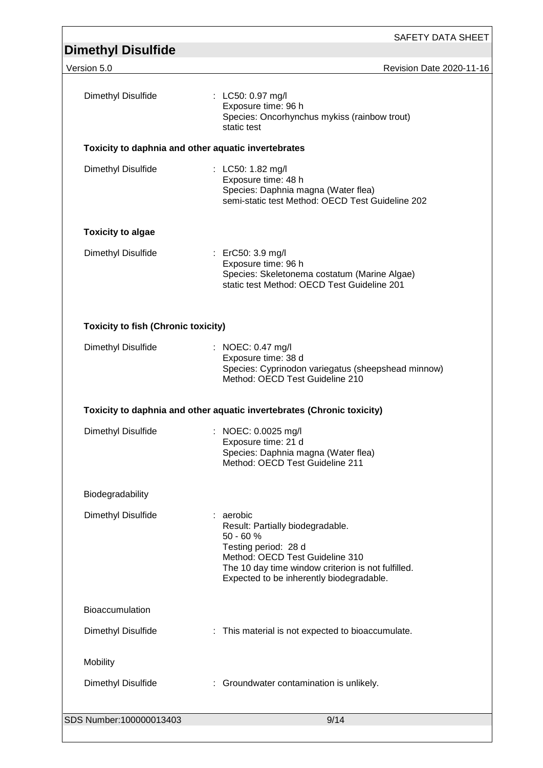| | |
|---|---|
| Dimethyl Disulfide | : LC50: 0.97 mg/l<br>Exposure time: 96 h<br>Species: Oncorhynchus mykiss (rainbow trout)<br>static test |

**Toxicity to daphnia and other aquatic invertebrates**

| | |
|---|---|
| Dimethyl Disulfide | : LC50: 1.82 mg/l<br>Exposure time: 48 h<br>Species: Daphnia magna (Water flea)<br>semi-static test Method: OECD Test Guideline 202 |

**Toxicity to algae**

| | |
|---|---|
| Dimethyl Disulfide | : ErC50: 3.9 mg/l<br>Exposure time: 96 h<br>Species: Skeletonema costatum (Marine Algae)<br>static test Method: OECD Test Guideline 201 |

**Toxicity to fish (Chronic toxicity)**

| | |
|---|---|
| Dimethyl Disulfide | : NOEC: 0.47 mg/l<br>Exposure time: 38 d<br>Species: Cyprinodon variegatus (sheepshead minnow)<br>Method: OECD Test Guideline 210 |

**Toxicity to daphnia and other aquatic invertebrates (Chronic toxicity)**

| | |
|---|---|
| Dimethyl Disulfide | : NOEC: 0.0025 mg/l<br>Exposure time: 21 d<br>Species: Daphnia magna (Water flea)<br>Method: OECD Test Guideline 211 |

Biodegradability

| | |
|---|---|
| Dimethyl Disulfide | : aerobic<br>Result: Partially biodegradable.<br>50 - 60 %<br>Testing period: 28 d<br>Method: OECD Test Guideline 310<br>The 10 day time window criterion is not fulfilled.<br>Expected to be inherently biodegradable. |

Bioaccumulation

| | |
|---|---|
| Dimethyl Disulfide | : This material is not expected to bioaccumulate. |

Mobility

| | |
|---|---|
| Dimethyl Disulfide | : Groundwater contamination is unlikely. |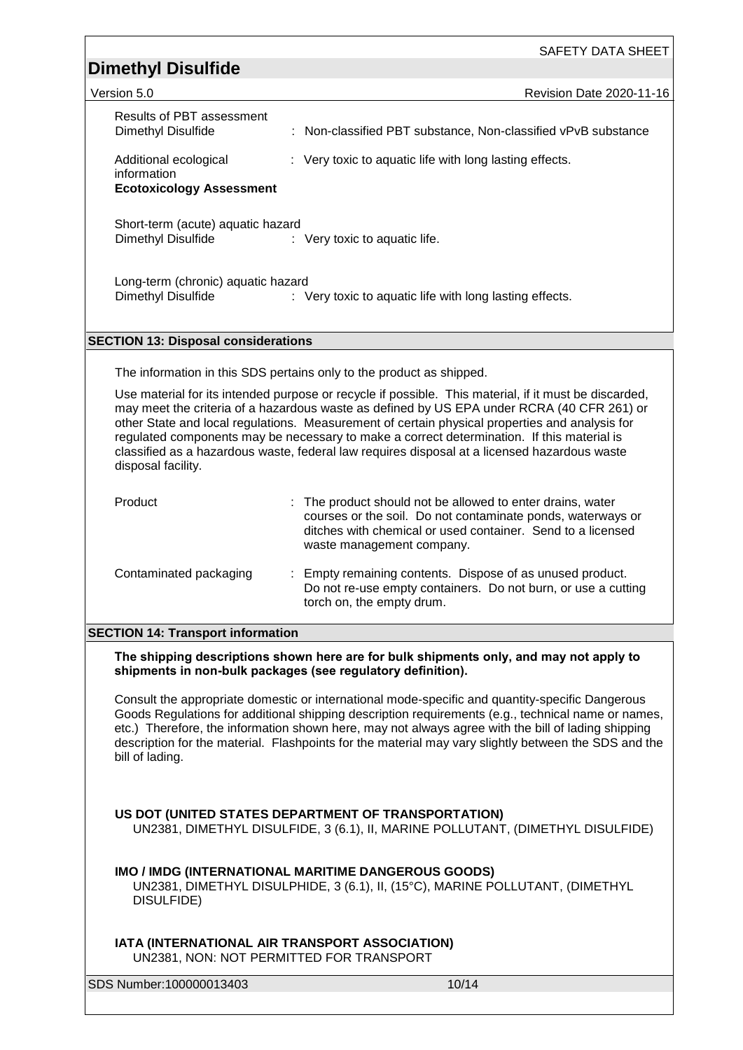Results of PBT assessment

| | |
|---|---|
| Dimethyl Disulfide | : Non-classified PBT substance, Non-classified vPvB substance |
| Additional ecological information | : Very toxic to aquatic life with long lasting effects. |

**Ecotoxicology Assessment**

Short-term (acute) aquatic hazard

| | |
|---|---|
| Dimethyl Disulfide | : Very toxic to aquatic life. |

Long-term (chronic) aquatic hazard

| | |
|---|---|
| Dimethyl Disulfide | : Very toxic to aquatic life with long lasting effects. |

## SECTION 13: Disposal considerations

The information in this SDS pertains only to the product as shipped.

Use material for its intended purpose or recycle if possible. This material, if it must be discarded, may meet the criteria of a hazardous waste as defined by US EPA under RCRA (40 CFR 261) or other State and local regulations. Measurement of certain physical properties and analysis for regulated components may be necessary to make a correct determination. If this material is classified as a hazardous waste, federal law requires disposal at a licensed hazardous waste disposal facility.

| | |
|---|---|
| Product | : The product should not be allowed to enter drains, water courses or the soil. Do not contaminate ponds, waterways or ditches with chemical or used container. Send to a licensed waste management company. |
| Contaminated packaging | : Empty remaining contents. Dispose of as unused product. Do not re-use empty containers. Do not burn, or use a cutting torch on, the empty drum. |

## SECTION 14: Transport information

**The shipping descriptions shown here are for bulk shipments only, and may not apply to shipments in non-bulk packages (see regulatory definition).**

Consult the appropriate domestic or international mode-specific and quantity-specific Dangerous Goods Regulations for additional shipping description requirements (e.g., technical name or names, etc.) Therefore, the information shown here, may not always agree with the bill of lading shipping description for the material. Flashpoints for the material may vary slightly between the SDS and the bill of lading.

**US DOT (UNITED STATES DEPARTMENT OF TRANSPORTATION)**

UN2381, DIMETHYL DISULFIDE, 3 (6.1), II, MARINE POLLUTANT, (DIMETHYL DISULFIDE)

**IMO / IMDG (INTERNATIONAL MARITIME DANGEROUS GOODS)**

UN2381, DIMETHYL DISULPHIDE, 3 (6.1), II, (15°C), MARINE POLLUTANT, (DIMETHYL DISULFIDE)

**IATA (INTERNATIONAL AIR TRANSPORT ASSOCIATION)**

UN2381, NON: NOT PERMITTED FOR TRANSPORT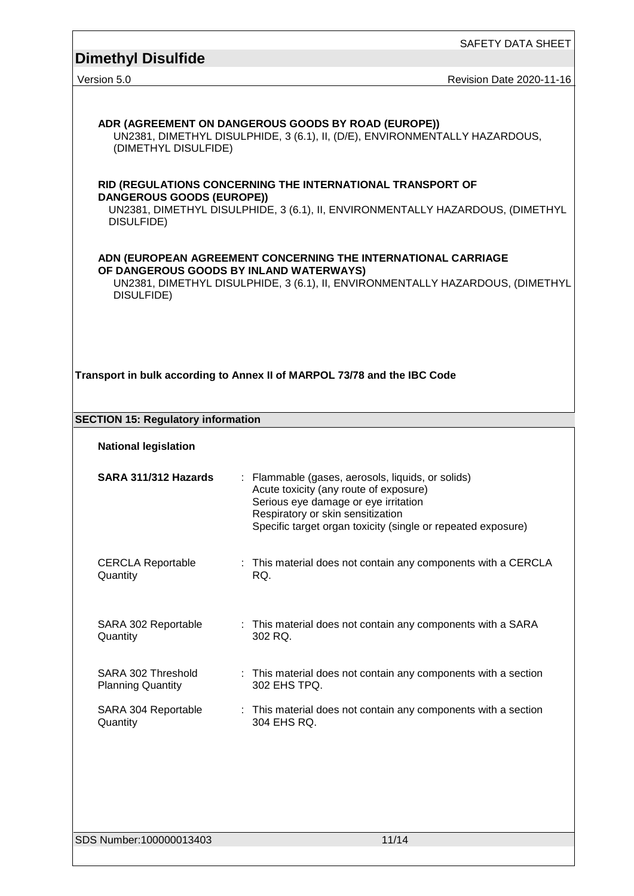**ADR (AGREEMENT ON DANGEROUS GOODS BY ROAD (EUROPE))**
UN2381, DIMETHYL DISULPHIDE, 3 (6.1), II, (D/E), ENVIRONMENTALLY HAZARDOUS, (DIMETHYL DISULFIDE)

**RID (REGULATIONS CONCERNING THE INTERNATIONAL TRANSPORT OF DANGEROUS GOODS (EUROPE))**
UN2381, DIMETHYL DISULPHIDE, 3 (6.1), II, ENVIRONMENTALLY HAZARDOUS, (DIMETHYL DISULFIDE)

**ADN (EUROPEAN AGREEMENT CONCERNING THE INTERNATIONAL CARRIAGE OF DANGEROUS GOODS BY INLAND WATERWAYS)**
UN2381, DIMETHYL DISULPHIDE, 3 (6.1), II, ENVIRONMENTALLY HAZARDOUS, (DIMETHYL DISULFIDE)

**Transport in bulk according to Annex II of MARPOL 73/78 and the IBC Code**

## SECTION 15: Regulatory information

**National legislation**

**SARA 311/312 Hazards** : Flammable (gases, aerosols, liquids, or solids)
Acute toxicity (any route of exposure)
Serious eye damage or eye irritation
Respiratory or skin sensitization
Specific target organ toxicity (single or repeated exposure)

CERCLA Reportable Quantity : This material does not contain any components with a CERCLA RQ.

SARA 302 Reportable Quantity : This material does not contain any components with a SARA 302 RQ.

SARA 302 Threshold Planning Quantity : This material does not contain any components with a section 302 EHS TPQ.

SARA 304 Reportable Quantity : This material does not contain any components with a section 304 EHS RQ.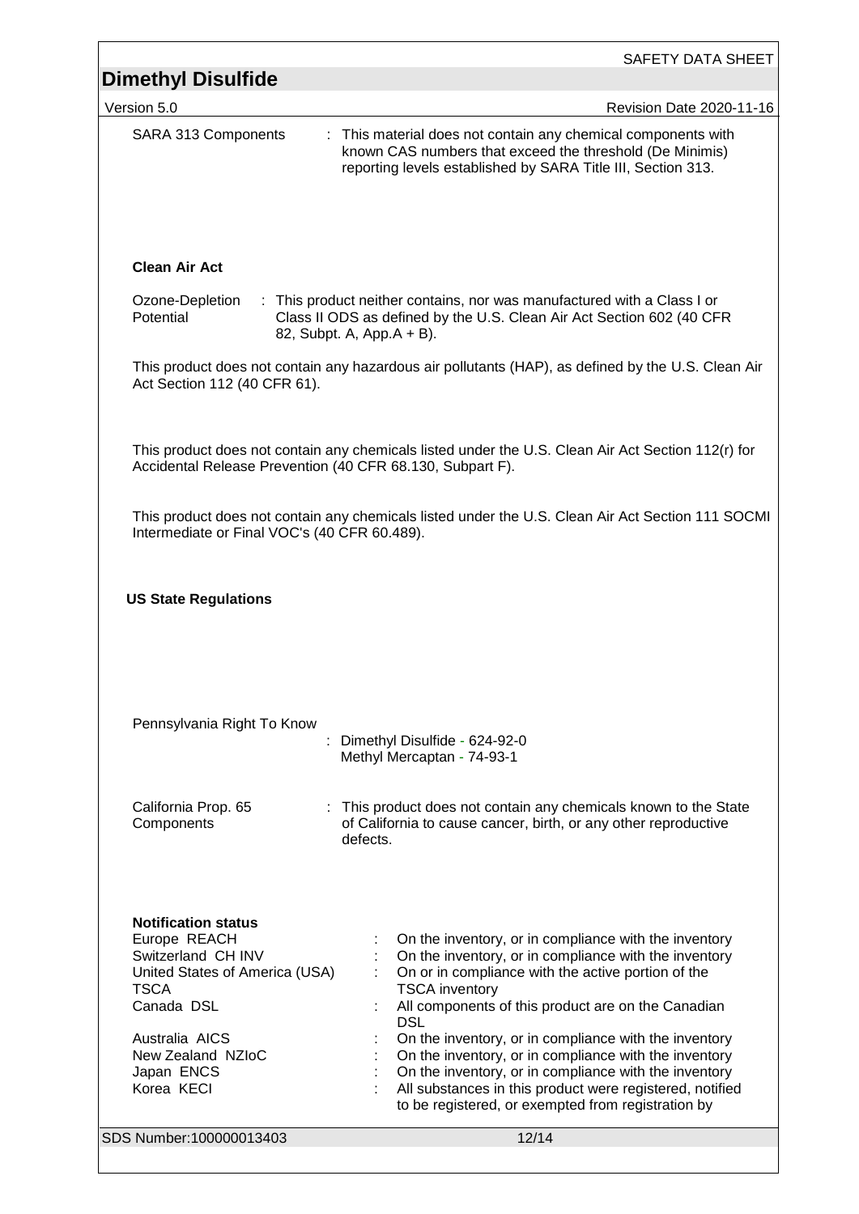SARA 313 Components : This material does not contain any chemical components with known CAS numbers that exceed the threshold (De Minimis) reporting levels established by SARA Title III, Section 313.

**Clean Air Act**

Ozone-Depletion Potential : This product neither contains, nor was manufactured with a Class I or Class II ODS as defined by the U.S. Clean Air Act Section 602 (40 CFR 82, Subpt. A, App.A + B).

This product does not contain any hazardous air pollutants (HAP), as defined by the U.S. Clean Air Act Section 112 (40 CFR 61).

This product does not contain any chemicals listed under the U.S. Clean Air Act Section 112(r) for Accidental Release Prevention (40 CFR 68.130, Subpart F).

This product does not contain any chemicals listed under the U.S. Clean Air Act Section 111 SOCMI Intermediate or Final VOC's (40 CFR 60.489).

**US State Regulations**

Pennsylvania Right To Know : Dimethyl Disulfide - 624-92-0
Methyl Mercaptan - 74-93-1

California Prop. 65 Components : This product does not contain any chemicals known to the State of California to cause cancer, birth, or any other reproductive defects.

**Notification status**

| | |
|---|---|
| Europe REACH | : On the inventory, or in compliance with the inventory |
| Switzerland CH INV | : On the inventory, or in compliance with the inventory |
| United States of America (USA) TSCA | : On or in compliance with the active portion of the TSCA inventory |
| Canada DSL | : All components of this product are on the Canadian DSL |
| Australia AICS | : On the inventory, or in compliance with the inventory |
| New Zealand NZIoC | : On the inventory, or in compliance with the inventory |
| Japan ENCS | : On the inventory, or in compliance with the inventory |
| Korea KECI | : All substances in this product were registered, notified to be registered, or exempted from registration by |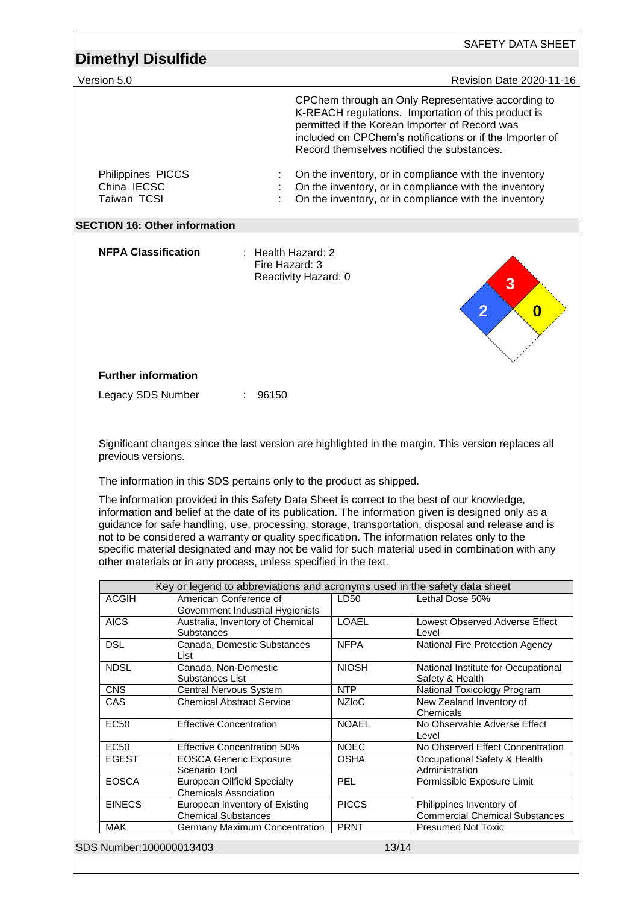CPChem through an Only Representative according to K-REACH regulations. Importation of this product is permitted if the Korean Importer of Record was included on CPChem's notifications or if the Importer of Record themselves notified the substances.

Philippines PICCS : On the inventory, or in compliance with the inventory
China IECSC : On the inventory, or in compliance with the inventory
Taiwan TCSI : On the inventory, or in compliance with the inventory

## SECTION 16: Other information

**NFPA Classification** : Health Hazard: 2
Fire Hazard: 3
Reactivity Hazard: 0

**Further information**

Legacy SDS Number : 96150

Significant changes since the last version are highlighted in the margin. This version replaces all previous versions.

The information in this SDS pertains only to the product as shipped.

The information provided in this Safety Data Sheet is correct to the best of our knowledge, information and belief at the date of its publication. The information given is designed only as a guidance for safe handling, use, processing, storage, transportation, disposal and release and is not to be considered a warranty or quality specification. The information relates only to the specific material designated and may not be valid for such material used in combination with any other materials or in any process, unless specified in the text.

| Key or legend to abbreviations and acronyms used in the safety data sheet | | | |
|---|---|---|---|
| ACGIH | American Conference of Government Industrial Hygienists | LD50 | Lethal Dose 50% |
| AICS | Australia, Inventory of Chemical Substances | LOAEL | Lowest Observed Adverse Effect Level |
| DSL | Canada, Domestic Substances List | NFPA | National Fire Protection Agency |
| NDSL | Canada, Non-Domestic Substances List | NIOSH | National Institute for Occupational Safety & Health |
| CNS | Central Nervous System | NTP | National Toxicology Program |
| CAS | Chemical Abstract Service | NZIoC | New Zealand Inventory of Chemicals |
| EC50 | Effective Concentration | NOAEL | No Observable Adverse Effect Level |
| EC50 | Effective Concentration 50% | NOEC | No Observed Effect Concentration |
| EGEST | EOSCA Generic Exposure Scenario Tool | OSHA | Occupational Safety & Health Administration |
| EOSCA | European Oilfield Specialty Chemicals Association | PEL | Permissible Exposure Limit |
| EINECS | European Inventory of Existing Chemical Substances | PICCS | Philippines Inventory of Commercial Chemical Substances |
| MAK | Germany Maximum Concentration | PRNT | Presumed Not Toxic |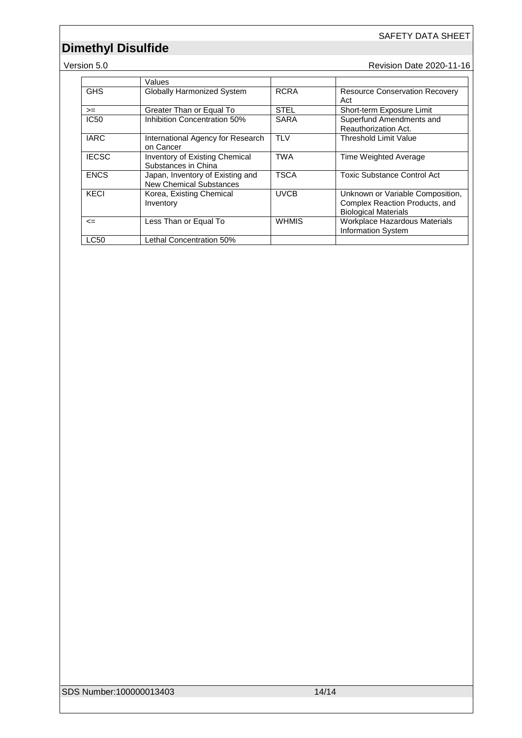| | Values | | |
|---|---|---|---|
| GHS | Globally Harmonized System | RCRA | Resource Conservation Recovery Act |
| >= | Greater Than or Equal To | STEL | Short-term Exposure Limit |
| IC50 | Inhibition Concentration 50% | SARA | Superfund Amendments and Reauthorization Act. |
| IARC | International Agency for Research on Cancer | TLV | Threshold Limit Value |
| IECSC | Inventory of Existing Chemical Substances in China | TWA | Time Weighted Average |
| ENCS | Japan, Inventory of Existing and New Chemical Substances | TSCA | Toxic Substance Control Act |
| KECI | Korea, Existing Chemical Inventory | UVCB | Unknown or Variable Composition, Complex Reaction Products, and Biological Materials |
| <= | Less Than or Equal To | WHMIS | Workplace Hazardous Materials Information System |
| LC50 | Lethal Concentration 50% | | |